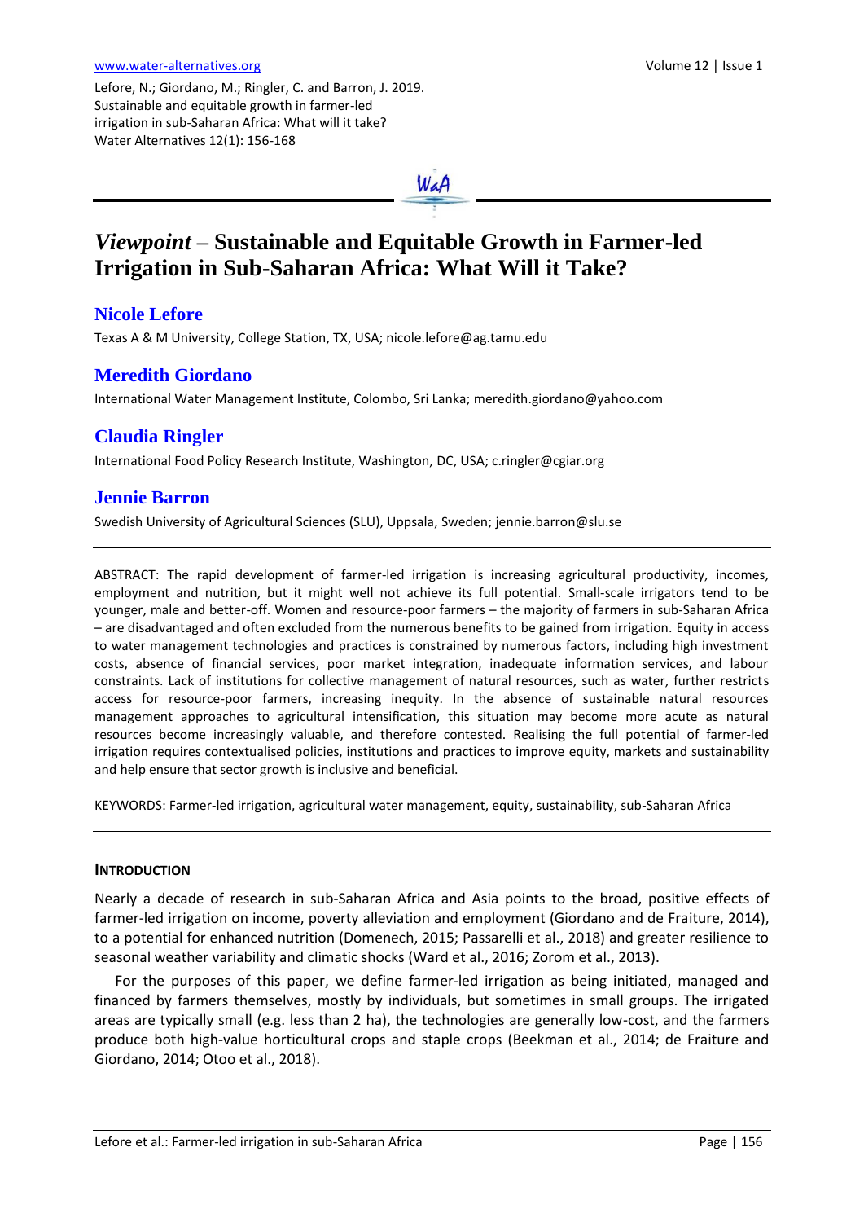# *Viewpoint* – Sustainable and Equitable Growth in Farmer-led Irrigation in Sub-Saharan Africa: What Will it Take?

## Nicole Lefore

Texas A & M University, College Station, TX, USA; nicole.lefore@ag.tamu.edu

## Meredith Giordano

International Water Management Institute, Colombo, Sri Lanka; meredith.giordano@yahoo.com

## Claudia Ringler

International Food Policy Research Institute, Washington, DC, USA; c.ringler@cgiar.org

## Jennie Barron

Swedish University of Agricultural Sciences (SLU), Uppsala, Sweden; jennie.barron@slu.se

ABSTRACT: The rapid development of farmer-led irrigation is increasing agricultural productivity, incomes, employment and nutrition, but it might well not achieve its full potential. Small-scale irrigators tend to be younger, male and better-off. Women and resource-poor farmers – the majority of farmers in sub-Saharan Africa – are disadvantaged and often excluded from the numerous benefits to be gained from irrigation. Equity in access to water management technologies and practices is constrained by numerous factors, including high investment costs, absence of financial services, poor market integration, inadequate information services, and labour constraints. Lack of institutions for collective management of natural resources, such as water, further restricts access for resource-poor farmers, increasing inequity. In the absence of sustainable natural resources management approaches to agricultural intensification, this situation may become more acute as natural resources become increasingly valuable, and therefore contested. Realising the full potential of farmer-led irrigation requires contextualised policies, institutions and practices to improve equity, markets and sustainability and help ensure that sector growth is inclusive and beneficial.

KEYWORDS: Farmer-led irrigation, agricultural water management, equity, sustainability, sub-Saharan Africa

## INTRODUCTION

Nearly a decade of research in sub-Saharan Africa and Asia points to the broad, positive effects of farmer-led irrigation on income, poverty alleviation and employment (Giordano and de Fraiture, 2014), to a potential for enhanced nutrition (Domenech, 2015; Passarelli et al., 2018) and greater resilience to seasonal weather variability and climatic shocks (Ward et al., 2016; Zorom et al., 2013).

For the purposes of this paper, we define farmer-led irrigation as being initiated, managed and financed by farmers themselves, mostly by individuals, but sometimes in small groups. The irrigated areas are typically small (e.g. less than 2 ha), the technologies are generally low-cost, and the farmers produce both high-value horticultural crops and staple crops (Beekman et al., 2014; de Fraiture and Giordano, 2014; Otoo et al., 2018).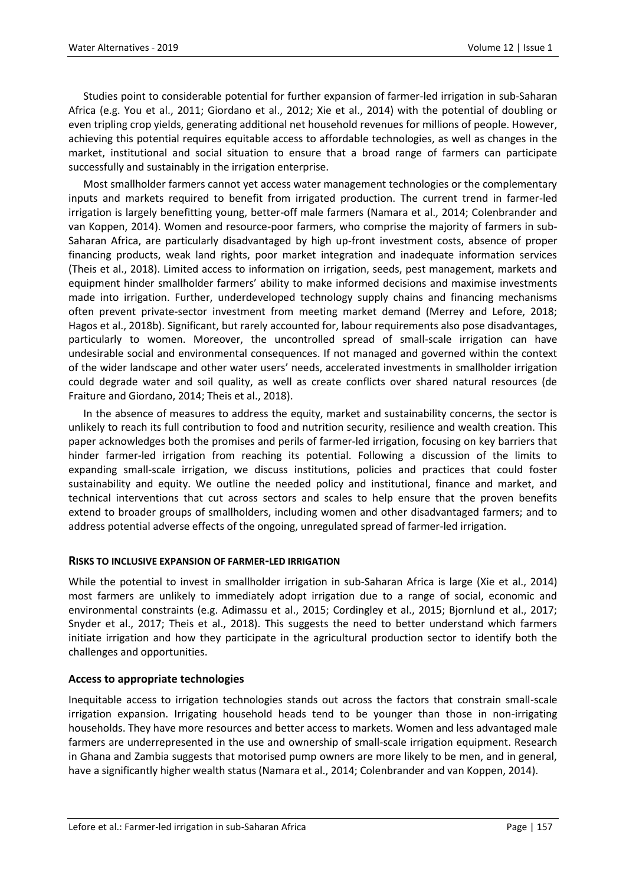Studies point to considerable potential for further expansion of farmer-led irrigation in sub-Saharan Africa (e.g. You et al., 2011; Giordano et al., 2012; Xie et al., 2014) with the potential of doubling or even tripling crop yields, generating additional net household revenues for millions of people. However, achieving this potential requires equitable access to affordable technologies, as well as changes in the market, institutional and social situation to ensure that a broad range of farmers can participate successfully and sustainably in the irrigation enterprise.

Most smallholder farmers cannot yet access water management technologies or the complementary inputs and markets required to benefit from irrigated production. The current trend in farmer-led irrigation is largely benefitting young, better-off male farmers (Namara et al., 2014; Colenbrander and van Koppen, 2014). Women and resource-poor farmers, who comprise the majority of farmers in sub-Saharan Africa, are particularly disadvantaged by high up-front investment costs, absence of proper financing products, weak land rights, poor market integration and inadequate information services (Theis et al., 2018). Limited access to information on irrigation, seeds, pest management, markets and equipment hinder smallholder farmers' ability to make informed decisions and maximise investments made into irrigation. Further, underdeveloped technology supply chains and financing mechanisms often prevent private-sector investment from meeting market demand (Merrey and Lefore, 2018; Hagos et al., 2018b). Significant, but rarely accounted for, labour requirements also pose disadvantages, particularly to women. Moreover, the uncontrolled spread of small-scale irrigation can have undesirable social and environmental consequences. If not managed and governed within the context of the wider landscape and other water users' needs, accelerated investments in smallholder irrigation could degrade water and soil quality, as well as create conflicts over shared natural resources (de Fraiture and Giordano, 2014; Theis et al., 2018).

In the absence of measures to address the equity, market and sustainability concerns, the sector is unlikely to reach its full contribution to food and nutrition security, resilience and wealth creation. This paper acknowledges both the promises and perils of farmer-led irrigation, focusing on key barriers that hinder farmer-led irrigation from reaching its potential. Following a discussion of the limits to expanding small-scale irrigation, we discuss institutions, policies and practices that could foster sustainability and equity. We outline the needed policy and institutional, finance and market, and technical interventions that cut across sectors and scales to help ensure that the proven benefits extend to broader groups of smallholders, including women and other disadvantaged farmers; and to address potential adverse effects of the ongoing, unregulated spread of farmer-led irrigation.

## RISKS TO INCLUSIVE EXPANSION OF FARMER-LED IRRIGATION

While the potential to invest in smallholder irrigation in sub-Saharan Africa is large (Xie et al., 2014) most farmers are unlikely to immediately adopt irrigation due to a range of social, economic and environmental constraints (e.g. Adimassu et al., 2015; Cordingley et al., 2015; Bjornlund et al., 2017; Snyder et al., 2017; Theis et al., 2018). This suggests the need to better understand which farmers initiate irrigation and how they participate in the agricultural production sector to identify both the challenges and opportunities.

### Access to appropriate technologies

Inequitable access to irrigation technologies stands out across the factors that constrain small-scale irrigation expansion. Irrigating household heads tend to be younger than those in non-irrigating households. They have more resources and better access to markets. Women and less advantaged male farmers are underrepresented in the use and ownership of small-scale irrigation equipment. Research in Ghana and Zambia suggests that motorised pump owners are more likely to be men, and in general, have a significantly higher wealth status (Namara et al., 2014; Colenbrander and van Koppen, 2014).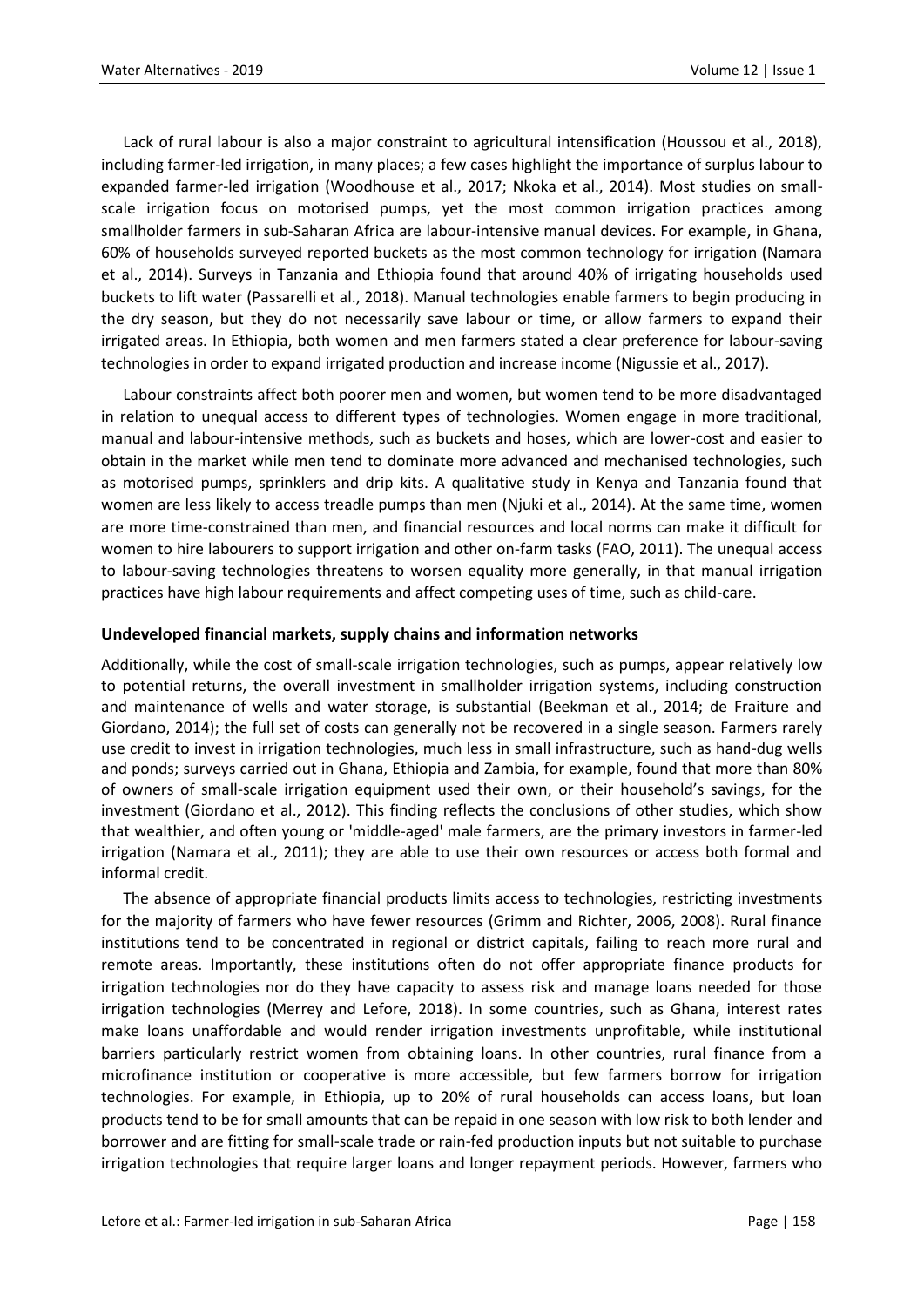Lack of rural labour is also a major constraint to agricultural intensification (Houssou et al., 2018), including farmer-led irrigation, in many places; a few cases highlight the importance of surplus labour to expanded farmer-led irrigation (Woodhouse et al., 2017; Nkoka et al., 2014). Most studies on small-scale irrigation focus on motorised pumps, yet the most common irrigation practices among smallholder farmers in sub-Saharan Africa are labour-intensive manual devices. For example, in Ghana, 60% of households surveyed reported buckets as the most common technology for irrigation (Namara et al., 2014). Surveys in Tanzania and Ethiopia found that around 40% of irrigating households used buckets to lift water (Passarelli et al., 2018). Manual technologies enable farmers to begin producing in the dry season, but they do not necessarily save labour or time, or allow farmers to expand their irrigated areas. In Ethiopia, both women and men farmers stated a clear preference for labour-saving technologies in order to expand irrigated production and increase income (Nigussie et al., 2017).

Labour constraints affect both poorer men and women, but women tend to be more disadvantaged in relation to unequal access to different types of technologies. Women engage in more traditional, manual and labour-intensive methods, such as buckets and hoses, which are lower-cost and easier to obtain in the market while men tend to dominate more advanced and mechanised technologies, such as motorised pumps, sprinklers and drip kits. A qualitative study in Kenya and Tanzania found that women are less likely to access treadle pumps than men (Njuki et al., 2014). At the same time, women are more time-constrained than men, and financial resources and local norms can make it difficult for women to hire labourers to support irrigation and other on-farm tasks (FAO, 2011). The unequal access to labour-saving technologies threatens to worsen equality more generally, in that manual irrigation practices have high labour requirements and affect competing uses of time, such as child-care.

### Undeveloped financial markets, supply chains and information networks

Additionally, while the cost of small-scale irrigation technologies, such as pumps, appear relatively low to potential returns, the overall investment in smallholder irrigation systems, including construction and maintenance of wells and water storage, is substantial (Beekman et al., 2014; de Fraiture and Giordano, 2014); the full set of costs can generally not be recovered in a single season. Farmers rarely use credit to invest in irrigation technologies, much less in small infrastructure, such as hand-dug wells and ponds; surveys carried out in Ghana, Ethiopia and Zambia, for example, found that more than 80% of owners of small-scale irrigation equipment used their own, or their household's savings, for the investment (Giordano et al., 2012). This finding reflects the conclusions of other studies, which show that wealthier, and often young or 'middle-aged' male farmers, are the primary investors in farmer-led irrigation (Namara et al., 2011); they are able to use their own resources or access both formal and informal credit.

The absence of appropriate financial products limits access to technologies, restricting investments for the majority of farmers who have fewer resources (Grimm and Richter, 2006, 2008). Rural finance institutions tend to be concentrated in regional or district capitals, failing to reach more rural and remote areas. Importantly, these institutions often do not offer appropriate finance products for irrigation technologies nor do they have capacity to assess risk and manage loans needed for those irrigation technologies (Merrey and Lefore, 2018). In some countries, such as Ghana, interest rates make loans unaffordable and would render irrigation investments unprofitable, while institutional barriers particularly restrict women from obtaining loans. In other countries, rural finance from a microfinance institution or cooperative is more accessible, but few farmers borrow for irrigation technologies. For example, in Ethiopia, up to 20% of rural households can access loans, but loan products tend to be for small amounts that can be repaid in one season with low risk to both lender and borrower and are fitting for small-scale trade or rain-fed production inputs but not suitable to purchase irrigation technologies that require larger loans and longer repayment periods. However, farmers who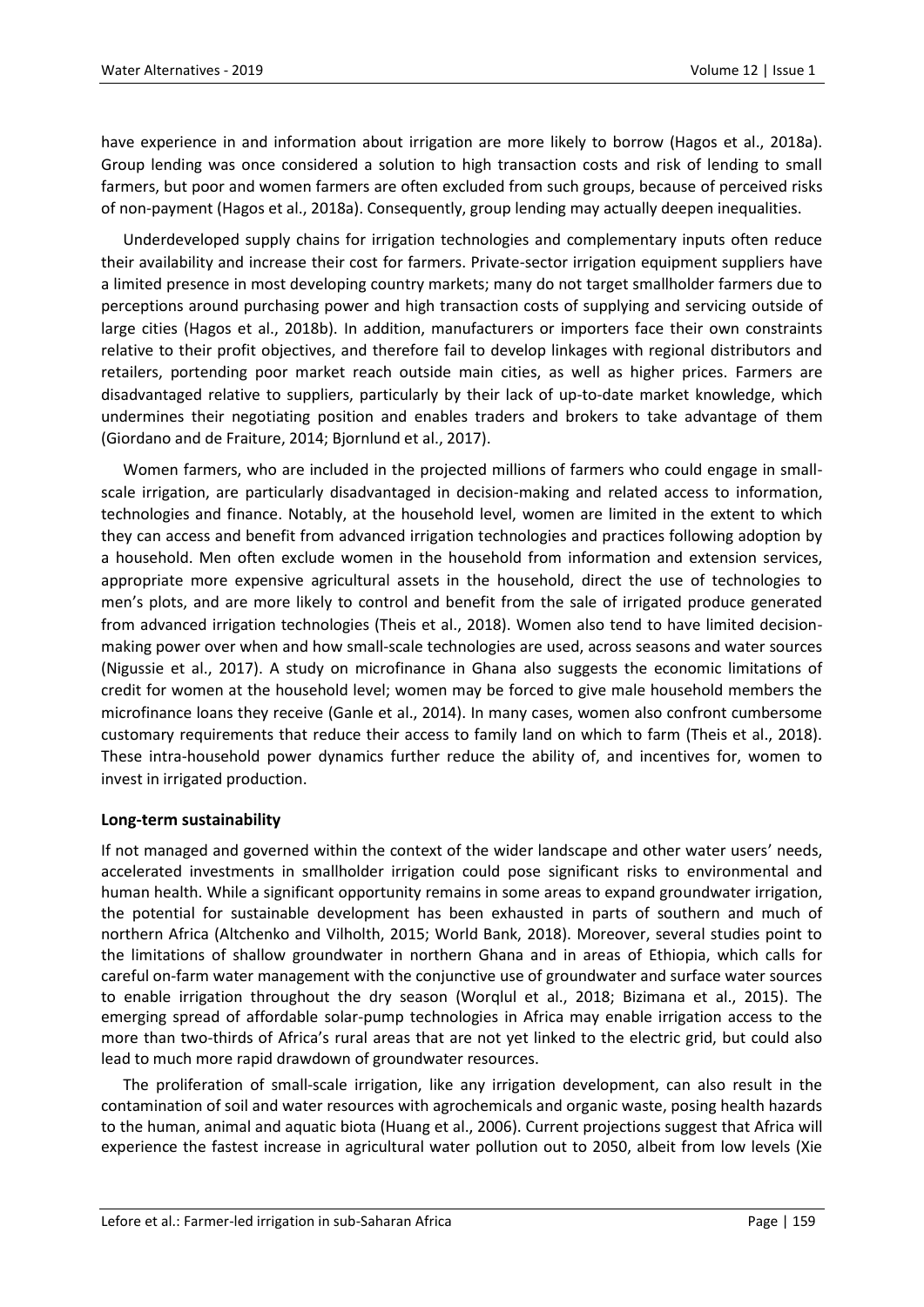have experience in and information about irrigation are more likely to borrow (Hagos et al., 2018a). Group lending was once considered a solution to high transaction costs and risk of lending to small farmers, but poor and women farmers are often excluded from such groups, because of perceived risks of non-payment (Hagos et al., 2018a). Consequently, group lending may actually deepen inequalities.

Underdeveloped supply chains for irrigation technologies and complementary inputs often reduce their availability and increase their cost for farmers. Private-sector irrigation equipment suppliers have a limited presence in most developing country markets; many do not target smallholder farmers due to perceptions around purchasing power and high transaction costs of supplying and servicing outside of large cities (Hagos et al., 2018b). In addition, manufacturers or importers face their own constraints relative to their profit objectives, and therefore fail to develop linkages with regional distributors and retailers, portending poor market reach outside main cities, as well as higher prices. Farmers are disadvantaged relative to suppliers, particularly by their lack of up-to-date market knowledge, which undermines their negotiating position and enables traders and brokers to take advantage of them (Giordano and de Fraiture, 2014; Bjornlund et al., 2017).

Women farmers, who are included in the projected millions of farmers who could engage in small-scale irrigation, are particularly disadvantaged in decision-making and related access to information, technologies and finance. Notably, at the household level, women are limited in the extent to which they can access and benefit from advanced irrigation technologies and practices following adoption by a household. Men often exclude women in the household from information and extension services, appropriate more expensive agricultural assets in the household, direct the use of technologies to men's plots, and are more likely to control and benefit from the sale of irrigated produce generated from advanced irrigation technologies (Theis et al., 2018). Women also tend to have limited decision-making power over when and how small-scale technologies are used, across seasons and water sources (Nigussie et al., 2017). A study on microfinance in Ghana also suggests the economic limitations of credit for women at the household level; women may be forced to give male household members the microfinance loans they receive (Ganle et al., 2014). In many cases, women also confront cumbersome customary requirements that reduce their access to family land on which to farm (Theis et al., 2018). These intra-household power dynamics further reduce the ability of, and incentives for, women to invest in irrigated production.

**Long-term sustainability**

If not managed and governed within the context of the wider landscape and other water users' needs, accelerated investments in smallholder irrigation could pose significant risks to environmental and human health. While a significant opportunity remains in some areas to expand groundwater irrigation, the potential for sustainable development has been exhausted in parts of southern and much of northern Africa (Altchenko and Vilholth, 2015; World Bank, 2018). Moreover, several studies point to the limitations of shallow groundwater in northern Ghana and in areas of Ethiopia, which calls for careful on-farm water management with the conjunctive use of groundwater and surface water sources to enable irrigation throughout the dry season (Worqlul et al., 2018; Bizimana et al., 2015). The emerging spread of affordable solar-pump technologies in Africa may enable irrigation access to the more than two-thirds of Africa's rural areas that are not yet linked to the electric grid, but could also lead to much more rapid drawdown of groundwater resources.

The proliferation of small-scale irrigation, like any irrigation development, can also result in the contamination of soil and water resources with agrochemicals and organic waste, posing health hazards to the human, animal and aquatic biota (Huang et al., 2006). Current projections suggest that Africa will experience the fastest increase in agricultural water pollution out to 2050, albeit from low levels (Xie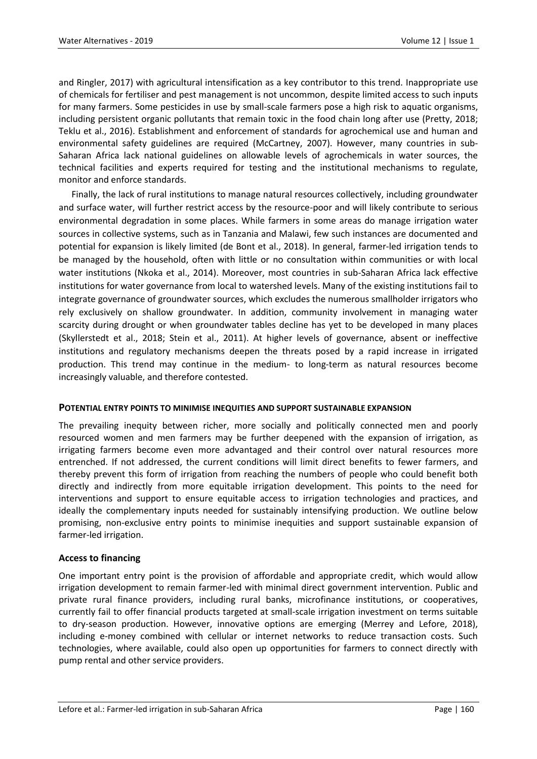and Ringler, 2017) with agricultural intensification as a key contributor to this trend. Inappropriate use of chemicals for fertiliser and pest management is not uncommon, despite limited access to such inputs for many farmers. Some pesticides in use by small-scale farmers pose a high risk to aquatic organisms, including persistent organic pollutants that remain toxic in the food chain long after use (Pretty, 2018; Teklu et al., 2016). Establishment and enforcement of standards for agrochemical use and human and environmental safety guidelines are required (McCartney, 2007). However, many countries in sub-Saharan Africa lack national guidelines on allowable levels of agrochemicals in water sources, the technical facilities and experts required for testing and the institutional mechanisms to regulate, monitor and enforce standards.

Finally, the lack of rural institutions to manage natural resources collectively, including groundwater and surface water, will further restrict access by the resource-poor and will likely contribute to serious environmental degradation in some places. While farmers in some areas do manage irrigation water sources in collective systems, such as in Tanzania and Malawi, few such instances are documented and potential for expansion is likely limited (de Bont et al., 2018). In general, farmer-led irrigation tends to be managed by the household, often with little or no consultation within communities or with local water institutions (Nkoka et al., 2014). Moreover, most countries in sub-Saharan Africa lack effective institutions for water governance from local to watershed levels. Many of the existing institutions fail to integrate governance of groundwater sources, which excludes the numerous smallholder irrigators who rely exclusively on shallow groundwater. In addition, community involvement in managing water scarcity during drought or when groundwater tables decline has yet to be developed in many places (Skyllerstedt et al., 2018; Stein et al., 2011). At higher levels of governance, absent or ineffective institutions and regulatory mechanisms deepen the threats posed by a rapid increase in irrigated production. This trend may continue in the medium- to long-term as natural resources become increasingly valuable, and therefore contested.

## Potential entry points to minimise inequities and support sustainable expansion

The prevailing inequity between richer, more socially and politically connected men and poorly resourced women and men farmers may be further deepened with the expansion of irrigation, as irrigating farmers become even more advantaged and their control over natural resources more entrenched. If not addressed, the current conditions will limit direct benefits to fewer farmers, and thereby prevent this form of irrigation from reaching the numbers of people who could benefit both directly and indirectly from more equitable irrigation development. This points to the need for interventions and support to ensure equitable access to irrigation technologies and practices, and ideally the complementary inputs needed for sustainably intensifying production. We outline below promising, non-exclusive entry points to minimise inequities and support sustainable expansion of farmer-led irrigation.

### Access to financing

One important entry point is the provision of affordable and appropriate credit, which would allow irrigation development to remain farmer-led with minimal direct government intervention. Public and private rural finance providers, including rural banks, microfinance institutions, or cooperatives, currently fail to offer financial products targeted at small-scale irrigation investment on terms suitable to dry-season production. However, innovative options are emerging (Merrey and Lefore, 2018), including e-money combined with cellular or internet networks to reduce transaction costs. Such technologies, where available, could also open up opportunities for farmers to connect directly with pump rental and other service providers.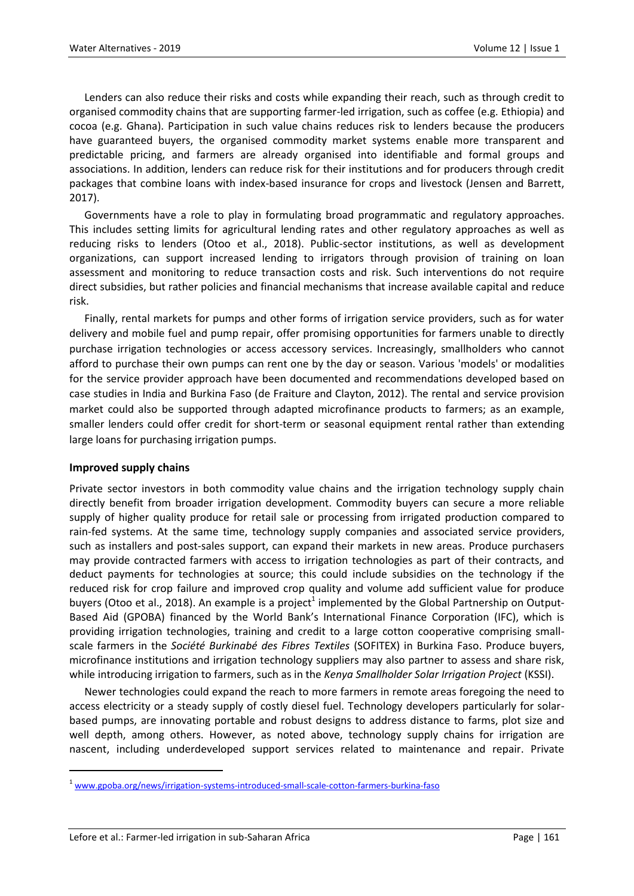Lenders can also reduce their risks and costs while expanding their reach, such as through credit to organised commodity chains that are supporting farmer-led irrigation, such as coffee (e.g. Ethiopia) and cocoa (e.g. Ghana). Participation in such value chains reduces risk to lenders because the producers have guaranteed buyers, the organised commodity market systems enable more transparent and predictable pricing, and farmers are already organised into identifiable and formal groups and associations. In addition, lenders can reduce risk for their institutions and for producers through credit packages that combine loans with index-based insurance for crops and livestock (Jensen and Barrett, 2017).

Governments have a role to play in formulating broad programmatic and regulatory approaches. This includes setting limits for agricultural lending rates and other regulatory approaches as well as reducing risks to lenders (Otoo et al., 2018). Public-sector institutions, as well as development organizations, can support increased lending to irrigators through provision of training on loan assessment and monitoring to reduce transaction costs and risk. Such interventions do not require direct subsidies, but rather policies and financial mechanisms that increase available capital and reduce risk.

Finally, rental markets for pumps and other forms of irrigation service providers, such as for water delivery and mobile fuel and pump repair, offer promising opportunities for farmers unable to directly purchase irrigation technologies or access accessory services. Increasingly, smallholders who cannot afford to purchase their own pumps can rent one by the day or season. Various 'models' or modalities for the service provider approach have been documented and recommendations developed based on case studies in India and Burkina Faso (de Fraiture and Clayton, 2012). The rental and service provision market could also be supported through adapted microfinance products to farmers; as an example, smaller lenders could offer credit for short-term or seasonal equipment rental rather than extending large loans for purchasing irrigation pumps.

**Improved supply chains**

Private sector investors in both commodity value chains and the irrigation technology supply chain directly benefit from broader irrigation development. Commodity buyers can secure a more reliable supply of higher quality produce for retail sale or processing from irrigated production compared to rain-fed systems. At the same time, technology supply companies and associated service providers, such as installers and post-sales support, can expand their markets in new areas. Produce purchasers may provide contracted farmers with access to irrigation technologies as part of their contracts, and deduct payments for technologies at source; this could include subsidies on the technology if the reduced risk for crop failure and improved crop quality and volume add sufficient value for produce buyers (Otoo et al., 2018). An example is a project[1] implemented by the Global Partnership on Output-Based Aid (GPOBA) financed by the World Bank's International Finance Corporation (IFC), which is providing irrigation technologies, training and credit to a large cotton cooperative comprising small-scale farmers in the *Société Burkinabé des Fibres Textiles* (SOFITEX) in Burkina Faso. Produce buyers, microfinance institutions and irrigation technology suppliers may also partner to assess and share risk, while introducing irrigation to farmers, such as in the *Kenya Smallholder Solar Irrigation Project* (KSSI).

Newer technologies could expand the reach to more farmers in remote areas foregoing the need to access electricity or a steady supply of costly diesel fuel. Technology developers particularly for solar-based pumps, are innovating portable and robust designs to address distance to farms, plot size and well depth, among others. However, as noted above, technology supply chains for irrigation are nascent, including underdeveloped support services related to maintenance and repair. Private

[1] www.gpoba.org/news/irrigation-systems-introduced-small-scale-cotton-farmers-burkina-faso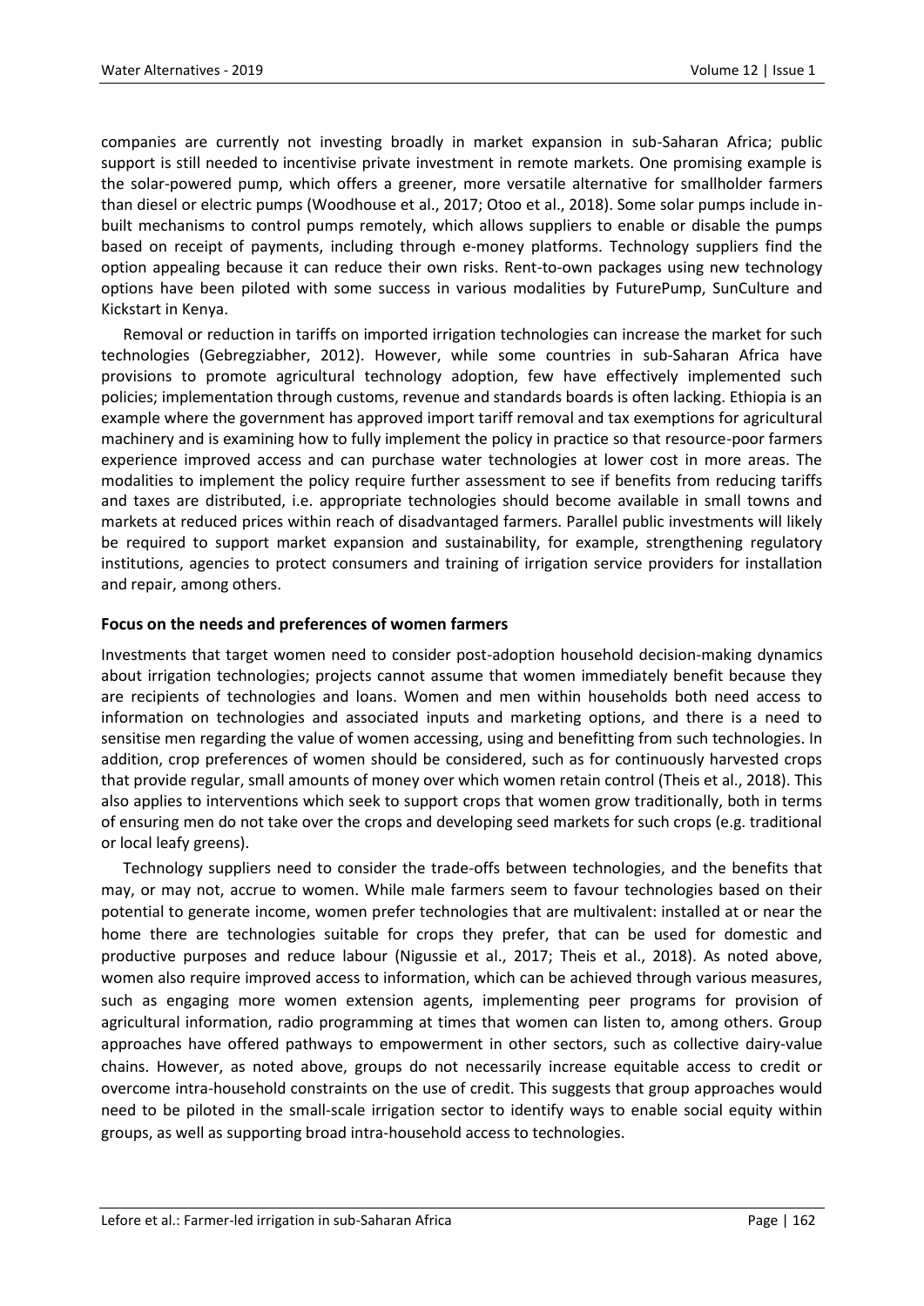companies are currently not investing broadly in market expansion in sub-Saharan Africa; public support is still needed to incentivise private investment in remote markets. One promising example is the solar-powered pump, which offers a greener, more versatile alternative for smallholder farmers than diesel or electric pumps (Woodhouse et al., 2017; Otoo et al., 2018). Some solar pumps include in-built mechanisms to control pumps remotely, which allows suppliers to enable or disable the pumps based on receipt of payments, including through e-money platforms. Technology suppliers find the option appealing because it can reduce their own risks. Rent-to-own packages using new technology options have been piloted with some success in various modalities by FuturePump, SunCulture and Kickstart in Kenya.

Removal or reduction in tariffs on imported irrigation technologies can increase the market for such technologies (Gebregziabher, 2012). However, while some countries in sub-Saharan Africa have provisions to promote agricultural technology adoption, few have effectively implemented such policies; implementation through customs, revenue and standards boards is often lacking. Ethiopia is an example where the government has approved import tariff removal and tax exemptions for agricultural machinery and is examining how to fully implement the policy in practice so that resource-poor farmers experience improved access and can purchase water technologies at lower cost in more areas. The modalities to implement the policy require further assessment to see if benefits from reducing tariffs and taxes are distributed, i.e. appropriate technologies should become available in small towns and markets at reduced prices within reach of disadvantaged farmers. Parallel public investments will likely be required to support market expansion and sustainability, for example, strengthening regulatory institutions, agencies to protect consumers and training of irrigation service providers for installation and repair, among others.

### Focus on the needs and preferences of women farmers

Investments that target women need to consider post-adoption household decision-making dynamics about irrigation technologies; projects cannot assume that women immediately benefit because they are recipients of technologies and loans. Women and men within households both need access to information on technologies and associated inputs and marketing options, and there is a need to sensitise men regarding the value of women accessing, using and benefitting from such technologies. In addition, crop preferences of women should be considered, such as for continuously harvested crops that provide regular, small amounts of money over which women retain control (Theis et al., 2018). This also applies to interventions which seek to support crops that women grow traditionally, both in terms of ensuring men do not take over the crops and developing seed markets for such crops (e.g. traditional or local leafy greens).

Technology suppliers need to consider the trade-offs between technologies, and the benefits that may, or may not, accrue to women. While male farmers seem to favour technologies based on their potential to generate income, women prefer technologies that are multivalent: installed at or near the home there are technologies suitable for crops they prefer, that can be used for domestic and productive purposes and reduce labour (Nigussie et al., 2017; Theis et al., 2018). As noted above, women also require improved access to information, which can be achieved through various measures, such as engaging more women extension agents, implementing peer programs for provision of agricultural information, radio programming at times that women can listen to, among others. Group approaches have offered pathways to empowerment in other sectors, such as collective dairy-value chains. However, as noted above, groups do not necessarily increase equitable access to credit or overcome intra-household constraints on the use of credit. This suggests that group approaches would need to be piloted in the small-scale irrigation sector to identify ways to enable social equity within groups, as well as supporting broad intra-household access to technologies.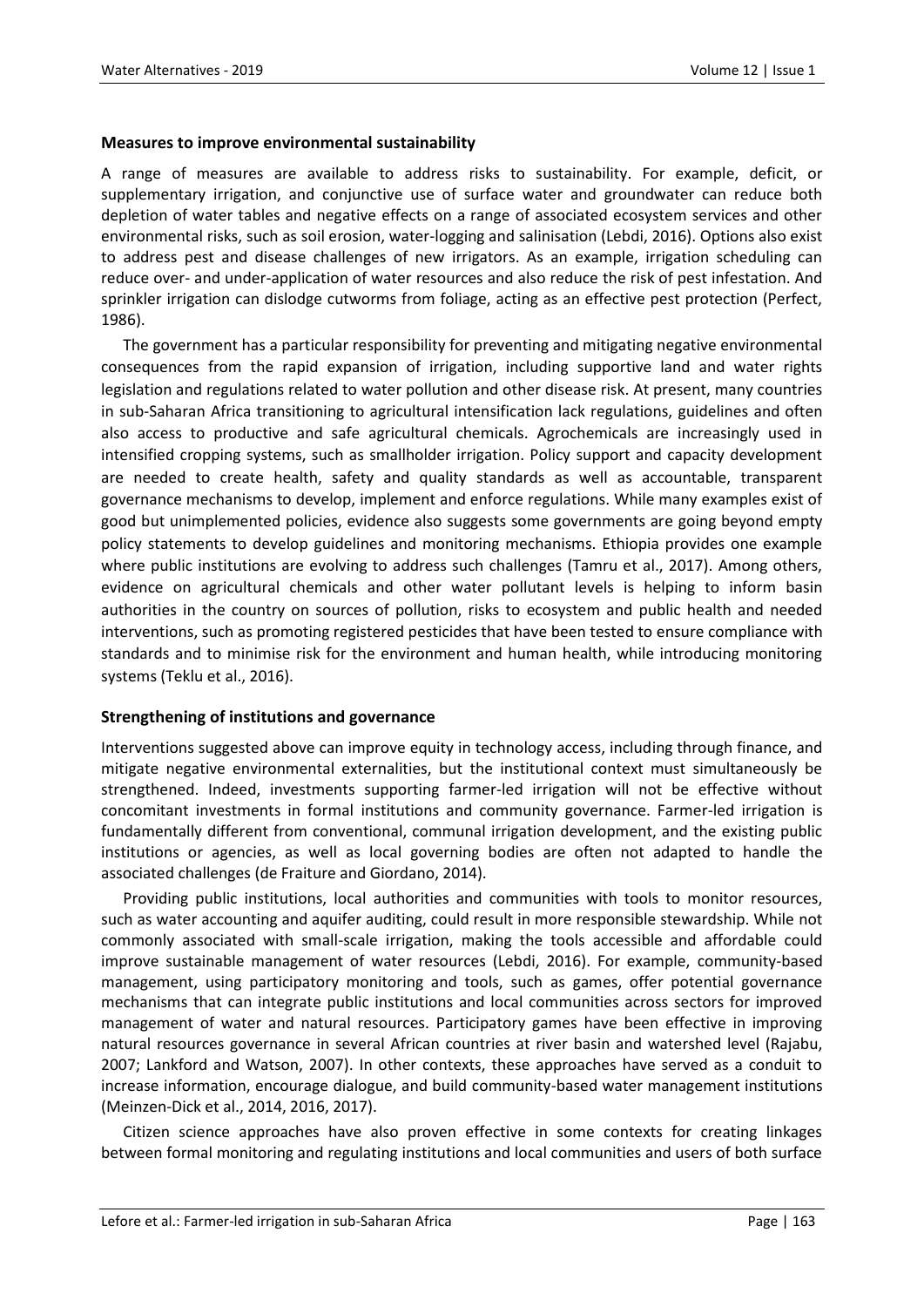### Measures to improve environmental sustainability

A range of measures are available to address risks to sustainability. For example, deficit, or supplementary irrigation, and conjunctive use of surface water and groundwater can reduce both depletion of water tables and negative effects on a range of associated ecosystem services and other environmental risks, such as soil erosion, water-logging and salinisation (Lebdi, 2016). Options also exist to address pest and disease challenges of new irrigators. As an example, irrigation scheduling can reduce over- and under-application of water resources and also reduce the risk of pest infestation. And sprinkler irrigation can dislodge cutworms from foliage, acting as an effective pest protection (Perfect, 1986).

The government has a particular responsibility for preventing and mitigating negative environmental consequences from the rapid expansion of irrigation, including supportive land and water rights legislation and regulations related to water pollution and other disease risk. At present, many countries in sub-Saharan Africa transitioning to agricultural intensification lack regulations, guidelines and often also access to productive and safe agricultural chemicals. Agrochemicals are increasingly used in intensified cropping systems, such as smallholder irrigation. Policy support and capacity development are needed to create health, safety and quality standards as well as accountable, transparent governance mechanisms to develop, implement and enforce regulations. While many examples exist of good but unimplemented policies, evidence also suggests some governments are going beyond empty policy statements to develop guidelines and monitoring mechanisms. Ethiopia provides one example where public institutions are evolving to address such challenges (Tamru et al., 2017). Among others, evidence on agricultural chemicals and other water pollutant levels is helping to inform basin authorities in the country on sources of pollution, risks to ecosystem and public health and needed interventions, such as promoting registered pesticides that have been tested to ensure compliance with standards and to minimise risk for the environment and human health, while introducing monitoring systems (Teklu et al., 2016).

### Strengthening of institutions and governance

Interventions suggested above can improve equity in technology access, including through finance, and mitigate negative environmental externalities, but the institutional context must simultaneously be strengthened. Indeed, investments supporting farmer-led irrigation will not be effective without concomitant investments in formal institutions and community governance. Farmer-led irrigation is fundamentally different from conventional, communal irrigation development, and the existing public institutions or agencies, as well as local governing bodies are often not adapted to handle the associated challenges (de Fraiture and Giordano, 2014).

Providing public institutions, local authorities and communities with tools to monitor resources, such as water accounting and aquifer auditing, could result in more responsible stewardship. While not commonly associated with small-scale irrigation, making the tools accessible and affordable could improve sustainable management of water resources (Lebdi, 2016). For example, community-based management, using participatory monitoring and tools, such as games, offer potential governance mechanisms that can integrate public institutions and local communities across sectors for improved management of water and natural resources. Participatory games have been effective in improving natural resources governance in several African countries at river basin and watershed level (Rajabu, 2007; Lankford and Watson, 2007). In other contexts, these approaches have served as a conduit to increase information, encourage dialogue, and build community-based water management institutions (Meinzen-Dick et al., 2014, 2016, 2017).

Citizen science approaches have also proven effective in some contexts for creating linkages between formal monitoring and regulating institutions and local communities and users of both surface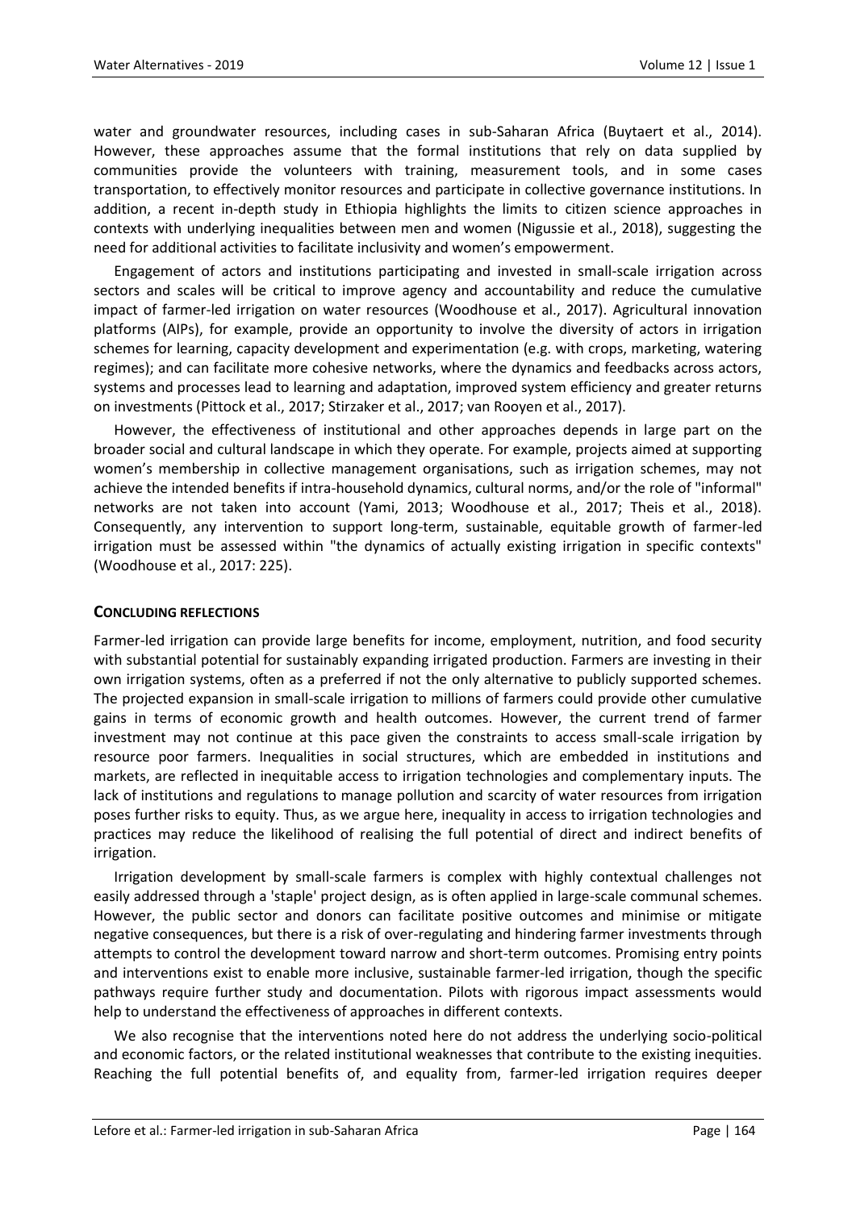water and groundwater resources, including cases in sub-Saharan Africa (Buytaert et al., 2014). However, these approaches assume that the formal institutions that rely on data supplied by communities provide the volunteers with training, measurement tools, and in some cases transportation, to effectively monitor resources and participate in collective governance institutions. In addition, a recent in-depth study in Ethiopia highlights the limits to citizen science approaches in contexts with underlying inequalities between men and women (Nigussie et al., 2018), suggesting the need for additional activities to facilitate inclusivity and women's empowerment.

Engagement of actors and institutions participating and invested in small-scale irrigation across sectors and scales will be critical to improve agency and accountability and reduce the cumulative impact of farmer-led irrigation on water resources (Woodhouse et al., 2017). Agricultural innovation platforms (AIPs), for example, provide an opportunity to involve the diversity of actors in irrigation schemes for learning, capacity development and experimentation (e.g. with crops, marketing, watering regimes); and can facilitate more cohesive networks, where the dynamics and feedbacks across actors, systems and processes lead to learning and adaptation, improved system efficiency and greater returns on investments (Pittock et al., 2017; Stirzaker et al., 2017; van Rooyen et al., 2017).

However, the effectiveness of institutional and other approaches depends in large part on the broader social and cultural landscape in which they operate. For example, projects aimed at supporting women's membership in collective management organisations, such as irrigation schemes, may not achieve the intended benefits if intra-household dynamics, cultural norms, and/or the role of "informal" networks are not taken into account (Yami, 2013; Woodhouse et al., 2017; Theis et al., 2018). Consequently, any intervention to support long-term, sustainable, equitable growth of farmer-led irrigation must be assessed within "the dynamics of actually existing irrigation in specific contexts" (Woodhouse et al., 2017: 225).

## CONCLUDING REFLECTIONS

Farmer-led irrigation can provide large benefits for income, employment, nutrition, and food security with substantial potential for sustainably expanding irrigated production. Farmers are investing in their own irrigation systems, often as a preferred if not the only alternative to publicly supported schemes. The projected expansion in small-scale irrigation to millions of farmers could provide other cumulative gains in terms of economic growth and health outcomes. However, the current trend of farmer investment may not continue at this pace given the constraints to access small-scale irrigation by resource poor farmers. Inequalities in social structures, which are embedded in institutions and markets, are reflected in inequitable access to irrigation technologies and complementary inputs. The lack of institutions and regulations to manage pollution and scarcity of water resources from irrigation poses further risks to equity. Thus, as we argue here, inequality in access to irrigation technologies and practices may reduce the likelihood of realising the full potential of direct and indirect benefits of irrigation.

Irrigation development by small-scale farmers is complex with highly contextual challenges not easily addressed through a 'staple' project design, as is often applied in large-scale communal schemes. However, the public sector and donors can facilitate positive outcomes and minimise or mitigate negative consequences, but there is a risk of over-regulating and hindering farmer investments through attempts to control the development toward narrow and short-term outcomes. Promising entry points and interventions exist to enable more inclusive, sustainable farmer-led irrigation, though the specific pathways require further study and documentation. Pilots with rigorous impact assessments would help to understand the effectiveness of approaches in different contexts.

We also recognise that the interventions noted here do not address the underlying socio-political and economic factors, or the related institutional weaknesses that contribute to the existing inequities. Reaching the full potential benefits of, and equality from, farmer-led irrigation requires deeper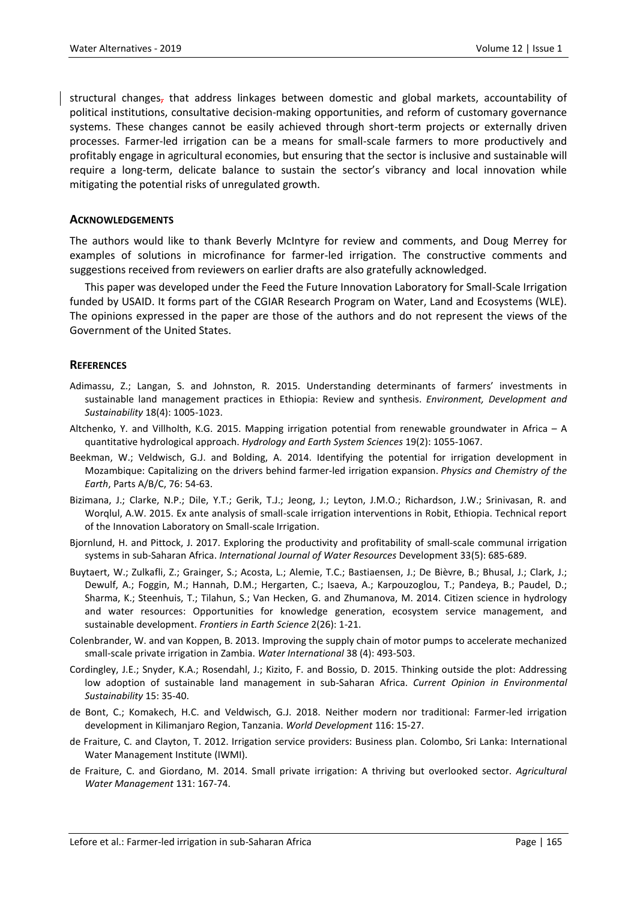structural changes, that address linkages between domestic and global markets, accountability of political institutions, consultative decision-making opportunities, and reform of customary governance systems. These changes cannot be easily achieved through short-term projects or externally driven processes. Farmer-led irrigation can be a means for small-scale farmers to more productively and profitably engage in agricultural economies, but ensuring that the sector is inclusive and sustainable will require a long-term, delicate balance to sustain the sector's vibrancy and local innovation while mitigating the potential risks of unregulated growth.

## ACKNOWLEDGEMENTS

The authors would like to thank Beverly McIntyre for review and comments, and Doug Merrey for examples of solutions in microfinance for farmer-led irrigation. The constructive comments and suggestions received from reviewers on earlier drafts are also gratefully acknowledged.

This paper was developed under the Feed the Future Innovation Laboratory for Small-Scale Irrigation funded by USAID. It forms part of the CGIAR Research Program on Water, Land and Ecosystems (WLE). The opinions expressed in the paper are those of the authors and do not represent the views of the Government of the United States.

## REFERENCES

Adimassu, Z.; Langan, S. and Johnston, R. 2015. Understanding determinants of farmers' investments in sustainable land management practices in Ethiopia: Review and synthesis. *Environment, Development and Sustainability* 18(4): 1005-1023.

Altchenko, Y. and Villholth, K.G. 2015. Mapping irrigation potential from renewable groundwater in Africa – A quantitative hydrological approach. *Hydrology and Earth System Sciences* 19(2): 1055-1067.

Beekman, W.; Veldwisch, G.J. and Bolding, A. 2014. Identifying the potential for irrigation development in Mozambique: Capitalizing on the drivers behind farmer-led irrigation expansion. *Physics and Chemistry of the Earth*, Parts A/B/C, 76: 54-63.

Bizimana, J.; Clarke, N.P.; Dile, Y.T.; Gerik, T.J.; Jeong, J.; Leyton, J.M.O.; Richardson, J.W.; Srinivasan, R. and Worqlul, A.W. 2015. Ex ante analysis of small-scale irrigation interventions in Robit, Ethiopia. Technical report of the Innovation Laboratory on Small-scale Irrigation.

Bjornlund, H. and Pittock, J. 2017. Exploring the productivity and profitability of small-scale communal irrigation systems in sub-Saharan Africa. *International Journal of Water Resources* Development 33(5): 685-689.

Buytaert, W.; Zulkafli, Z.; Grainger, S.; Acosta, L.; Alemie, T.C.; Bastiaensen, J.; De Bièvre, B.; Bhusal, J.; Clark, J.; Dewulf, A.; Foggin, M.; Hannah, D.M.; Hergarten, C.; Isaeva, A.; Karpouzoglou, T.; Pandeya, B.; Paudel, D.; Sharma, K.; Steenhuis, T.; Tilahun, S.; Van Hecken, G. and Zhumanova, M. 2014. Citizen science in hydrology and water resources: Opportunities for knowledge generation, ecosystem service management, and sustainable development. *Frontiers in Earth Science* 2(26): 1-21.

Colenbrander, W. and van Koppen, B. 2013. Improving the supply chain of motor pumps to accelerate mechanized small-scale private irrigation in Zambia. *Water International* 38 (4): 493-503.

Cordingley, J.E.; Snyder, K.A.; Rosendahl, J.; Kizito, F. and Bossio, D. 2015. Thinking outside the plot: Addressing low adoption of sustainable land management in sub-Saharan Africa. *Current Opinion in Environmental Sustainability* 15: 35-40.

de Bont, C.; Komakech, H.C. and Veldwisch, G.J. 2018. Neither modern nor traditional: Farmer-led irrigation development in Kilimanjaro Region, Tanzania. *World Development* 116: 15-27.

de Fraiture, C. and Clayton, T. 2012. Irrigation service providers: Business plan. Colombo, Sri Lanka: International Water Management Institute (IWMI).

de Fraiture, C. and Giordano, M. 2014. Small private irrigation: A thriving but overlooked sector. *Agricultural Water Management* 131: 167-74.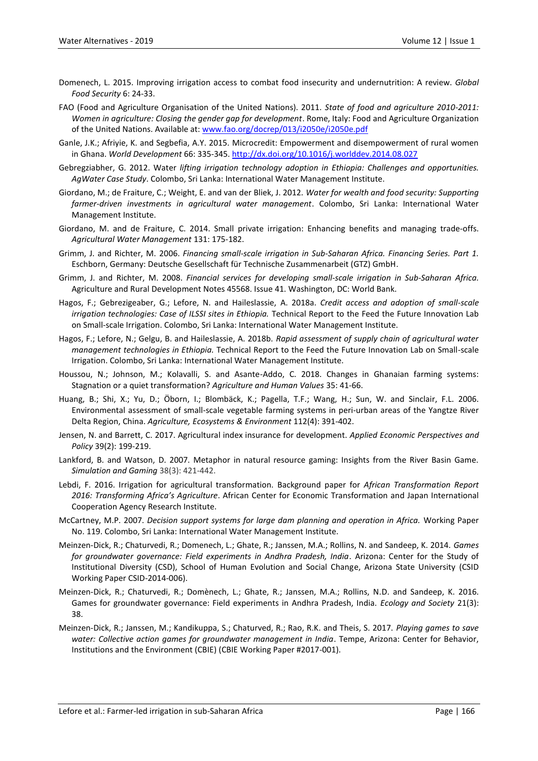Domenech, L. 2015. Improving irrigation access to combat food insecurity and undernutrition: A review. *Global Food Security* 6: 24-33.

FAO (Food and Agriculture Organisation of the United Nations). 2011. *State of food and agriculture 2010-2011: Women in agriculture: Closing the gender gap for development*. Rome, Italy: Food and Agriculture Organization of the United Nations. Available at: www.fao.org/docrep/013/i2050e/i2050e.pdf

Ganle, J.K.; Afriyie, K. and Segbefia, A.Y. 2015. Microcredit: Empowerment and disempowerment of rural women in Ghana. *World Development* 66: 335-345. http://dx.doi.org/10.1016/j.worlddev.2014.08.027

Gebregziabher, G. 2012. Water *lifting irrigation technology adoption in Ethiopia: Challenges and opportunities. AgWater Case Study*. Colombo, Sri Lanka: International Water Management Institute.

Giordano, M.; de Fraiture, C.; Weight, E. and van der Bliek, J. 2012. *Water for wealth and food security: Supporting farmer-driven investments in agricultural water management*. Colombo, Sri Lanka: International Water Management Institute.

Giordano, M. and de Fraiture, C. 2014. Small private irrigation: Enhancing benefits and managing trade-offs. *Agricultural Water Management* 131: 175-182.

Grimm, J. and Richter, M. 2006. *Financing small-scale irrigation in Sub-Saharan Africa. Financing Series. Part 1.* Eschborn, Germany: Deutsche Gesellschaft für Technische Zusammenarbeit (GTZ) GmbH.

Grimm, J. and Richter, M. 2008. *Financial services for developing small-scale irrigation in Sub-Saharan Africa.* Agriculture and Rural Development Notes 45568. Issue 41. Washington, DC: World Bank.

Hagos, F.; Gebrezigeaber, G.; Lefore, N. and Haileslassie, A. 2018a. *Credit access and adoption of small-scale irrigation technologies: Case of ILSSI sites in Ethiopia.* Technical Report to the Feed the Future Innovation Lab on Small-scale Irrigation. Colombo, Sri Lanka: International Water Management Institute.

Hagos, F.; Lefore, N.; Gelgu, B. and Haileslassie, A. 2018b. *Rapid assessment of supply chain of agricultural water management technologies in Ethiopia.* Technical Report to the Feed the Future Innovation Lab on Small-scale Irrigation. Colombo, Sri Lanka: International Water Management Institute.

Houssou, N.; Johnson, M.; Kolavalli, S. and Asante-Addo, C. 2018. Changes in Ghanaian farming systems: Stagnation or a quiet transformation? *Agriculture and Human Values* 35: 41-66.

Huang, B.; Shi, X.; Yu, D.; Öborn, I.; Blombäck, K.; Pagella, T.F.; Wang, H.; Sun, W. and Sinclair, F.L. 2006. Environmental assessment of small-scale vegetable farming systems in peri-urban areas of the Yangtze River Delta Region, China. *Agriculture, Ecosystems & Environment* 112(4): 391-402.

Jensen, N. and Barrett, C. 2017. Agricultural index insurance for development. *Applied Economic Perspectives and Policy* 39(2): 199-219.

Lankford, B. and Watson, D. 2007. Metaphor in natural resource gaming: Insights from the River Basin Game. *Simulation and Gaming* 38(3): 421-442.

Lebdi, F. 2016. Irrigation for agricultural transformation. Background paper for *African Transformation Report 2016: Transforming Africa's Agriculture*. African Center for Economic Transformation and Japan International Cooperation Agency Research Institute.

McCartney, M.P. 2007. *Decision support systems for large dam planning and operation in Africa.* Working Paper No. 119. Colombo, Sri Lanka: International Water Management Institute.

Meinzen-Dick, R.; Chaturvedi, R.; Domenech, L.; Ghate, R.; Janssen, M.A.; Rollins, N. and Sandeep, K. 2014. *Games for groundwater governance: Field experiments in Andhra Pradesh, India*. Arizona: Center for the Study of Institutional Diversity (CSD), School of Human Evolution and Social Change, Arizona State University (CSID Working Paper CSID-2014-006).

Meinzen-Dick, R.; Chaturvedi, R.; Domènech, L.; Ghate, R.; Janssen, M.A.; Rollins, N.D. and Sandeep, K. 2016. Games for groundwater governance: Field experiments in Andhra Pradesh, India. *Ecology and Society* 21(3): 38.

Meinzen-Dick, R.; Janssen, M.; Kandikuppa, S.; Chaturved, R.; Rao, R.K. and Theis, S. 2017. *Playing games to save water: Collective action games for groundwater management in India*. Tempe, Arizona: Center for Behavior, Institutions and the Environment (CBIE) (CBIE Working Paper #2017-001).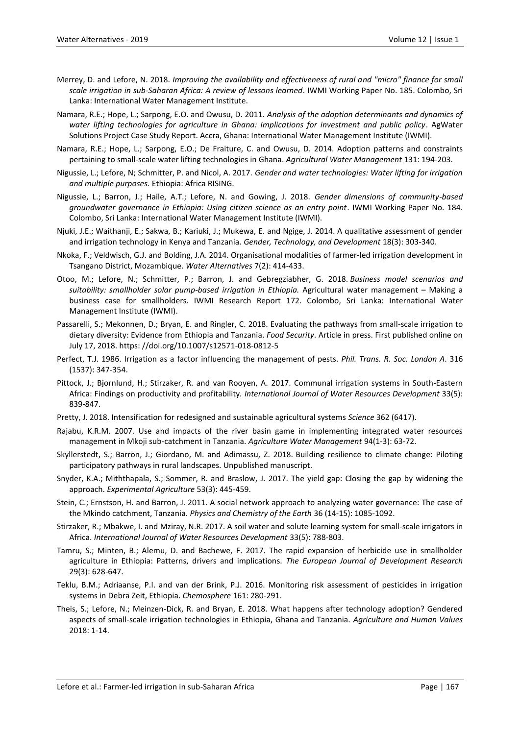Merrey, D. and Lefore, N. 2018. *Improving the availability and effectiveness of rural and "micro" finance for small scale irrigation in sub-Saharan Africa: A review of lessons learned*. IWMI Working Paper No. 185. Colombo, Sri Lanka: International Water Management Institute.

Namara, R.E.; Hope, L.; Sarpong, E.O. and Owusu, D. 2011. *Analysis of the adoption determinants and dynamics of water lifting technologies for agriculture in Ghana: Implications for investment and public policy*. AgWater Solutions Project Case Study Report. Accra, Ghana: International Water Management Institute (IWMI).

Namara, R.E.; Hope, L.; Sarpong, E.O.; De Fraiture, C. and Owusu, D. 2014. Adoption patterns and constraints pertaining to small-scale water lifting technologies in Ghana. *Agricultural Water Management* 131: 194-203.

Nigussie, L.; Lefore, N; Schmitter, P. and Nicol, A. 2017. *Gender and water technologies: Water lifting for irrigation and multiple purposes.* Ethiopia: Africa RISING.

Nigussie, L.; Barron, J.; Haile, A.T.; Lefore, N. and Gowing, J. 2018. *Gender dimensions of community-based groundwater governance in Ethiopia: Using citizen science as an entry point*. IWMI Working Paper No. 184. Colombo, Sri Lanka: International Water Management Institute (IWMI).

Njuki, J.E.; Waithanji, E.; Sakwa, B.; Kariuki, J.; Mukewa, E. and Ngige, J. 2014. A qualitative assessment of gender and irrigation technology in Kenya and Tanzania. *Gender, Technology, and Development* 18(3): 303-340.

Nkoka, F.; Veldwisch, G.J. and Bolding, J.A. 2014. Organisational modalities of farmer-led irrigation development in Tsangano District, Mozambique. *Water Alternatives* 7(2): 414-433.

Otoo, M.; Lefore, N.; Schmitter, P.; Barron, J. and Gebregziabher, G. 2018. *Business model scenarios and suitability: smallholder solar pump-based irrigation in Ethiopia.* Agricultural water management – Making a business case for smallholders. IWMI Research Report 172. Colombo, Sri Lanka: International Water Management Institute (IWMI).

Passarelli, S.; Mekonnen, D.; Bryan, E. and Ringler, C. 2018. Evaluating the pathways from small-scale irrigation to dietary diversity: Evidence from Ethiopia and Tanzania. *Food Security*. Article in press. First published online on July 17, 2018. https: //doi.org/10.1007/s12571-018-0812-5

Perfect, T.J. 1986. Irrigation as a factor influencing the management of pests. *Phil. Trans. R. Soc. London A*. 316 (1537): 347-354.

Pittock, J.; Bjornlund, H.; Stirzaker, R. and van Rooyen, A. 2017. Communal irrigation systems in South-Eastern Africa: Findings on productivity and profitability*. International Journal of Water Resources Development* 33(5): 839-847.

Pretty, J. 2018. Intensification for redesigned and sustainable agricultural systems *Science* 362 (6417).

Rajabu, K.R.M. 2007. Use and impacts of the river basin game in implementing integrated water resources management in Mkoji sub-catchment in Tanzania. *Agriculture Water Management* 94(1-3): 63-72.

Skyllerstedt, S.; Barron, J.; Giordano, M. and Adimassu, Z. 2018. Building resilience to climate change: Piloting participatory pathways in rural landscapes. Unpublished manuscript.

Snyder, K.A.; Miththapala, S.; Sommer, R. and Braslow, J. 2017. The yield gap: Closing the gap by widening the approach. *Experimental Agriculture* 53(3): 445-459.

Stein, C.; Ernstson, H. and Barron, J. 2011. A social network approach to analyzing water governance: The case of the Mkindo catchment, Tanzania. *Physics and Chemistry of the Earth* 36 (14-15): 1085-1092.

Stirzaker, R.; Mbakwe, I. and Mziray, N.R. 2017. A soil water and solute learning system for small-scale irrigators in Africa. *International Journal of Water Resources Development* 33(5): 788-803.

Tamru, S.; Minten, B.; Alemu, D. and Bachewe, F. 2017. The rapid expansion of herbicide use in smallholder agriculture in Ethiopia: Patterns, drivers and implications. *The European Journal of Development Research* 29(3): 628-647.

Teklu, B.M.; Adriaanse, P.I. and van der Brink, P.J. 2016. Monitoring risk assessment of pesticides in irrigation systems in Debra Zeit, Ethiopia. *Chemosphere* 161: 280-291.

Theis, S.; Lefore, N.; Meinzen-Dick, R. and Bryan, E. 2018. What happens after technology adoption? Gendered aspects of small-scale irrigation technologies in Ethiopia, Ghana and Tanzania. *Agriculture and Human Values* 2018: 1-14.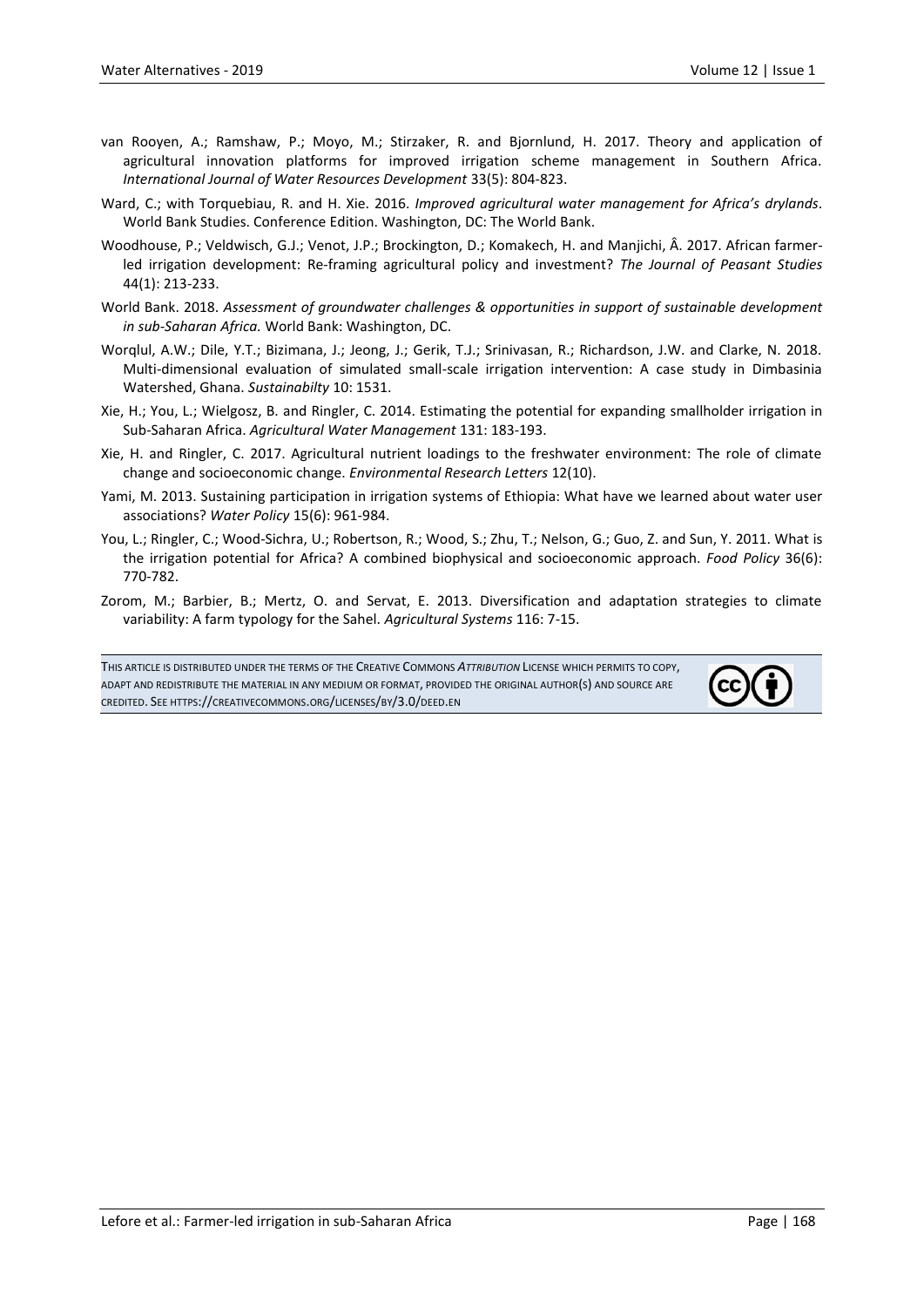van Rooyen, A.; Ramshaw, P.; Moyo, M.; Stirzaker, R. and Bjornlund, H. 2017. Theory and application of agricultural innovation platforms for improved irrigation scheme management in Southern Africa. *International Journal of Water Resources Development* 33(5): 804-823.

Ward, C.; with Torquebiau, R. and H. Xie. 2016. *Improved agricultural water management for Africa's drylands*. World Bank Studies. Conference Edition. Washington, DC: The World Bank.

Woodhouse, P.; Veldwisch, G.J.; Venot, J.P.; Brockington, D.; Komakech, H. and Manjichi, Â. 2017. African farmer-led irrigation development: Re-framing agricultural policy and investment? *The Journal of Peasant Studies* 44(1): 213-233.

World Bank. 2018. *Assessment of groundwater challenges & opportunities in support of sustainable development in sub-Saharan Africa.* World Bank: Washington, DC.

Worqlul, A.W.; Dile, Y.T.; Bizimana, J.; Jeong, J.; Gerik, T.J.; Srinivasan, R.; Richardson, J.W. and Clarke, N. 2018. Multi-dimensional evaluation of simulated small-scale irrigation intervention: A case study in Dimbasinia Watershed, Ghana. *Sustainabilty* 10: 1531.

Xie, H.; You, L.; Wielgosz, B. and Ringler, C. 2014. Estimating the potential for expanding smallholder irrigation in Sub-Saharan Africa. *Agricultural Water Management* 131: 183-193.

Xie, H. and Ringler, C. 2017. Agricultural nutrient loadings to the freshwater environment: The role of climate change and socioeconomic change. *Environmental Research Letters* 12(10).

Yami, M. 2013. Sustaining participation in irrigation systems of Ethiopia: What have we learned about water user associations? *Water Policy* 15(6): 961-984.

You, L.; Ringler, C.; Wood-Sichra, U.; Robertson, R.; Wood, S.; Zhu, T.; Nelson, G.; Guo, Z. and Sun, Y. 2011. What is the irrigation potential for Africa? A combined biophysical and socioeconomic approach. *Food Policy* 36(6): 770-782.

Zorom, M.; Barbier, B.; Mertz, O. and Servat, E. 2013. Diversification and adaptation strategies to climate variability: A farm typology for the Sahel. *Agricultural Systems* 116: 7-15.

THIS ARTICLE IS DISTRIBUTED UNDER THE TERMS OF THE CREATIVE COMMONS *ATTRIBUTION* LICENSE WHICH PERMITS TO COPY, ADAPT AND REDISTRIBUTE THE MATERIAL IN ANY MEDIUM OR FORMAT, PROVIDED THE ORIGINAL AUTHOR(S) AND SOURCE ARE CREDITED. SEE HTTPS://CREATIVECOMMONS.ORG/LICENSES/BY/3.0/DEED.EN